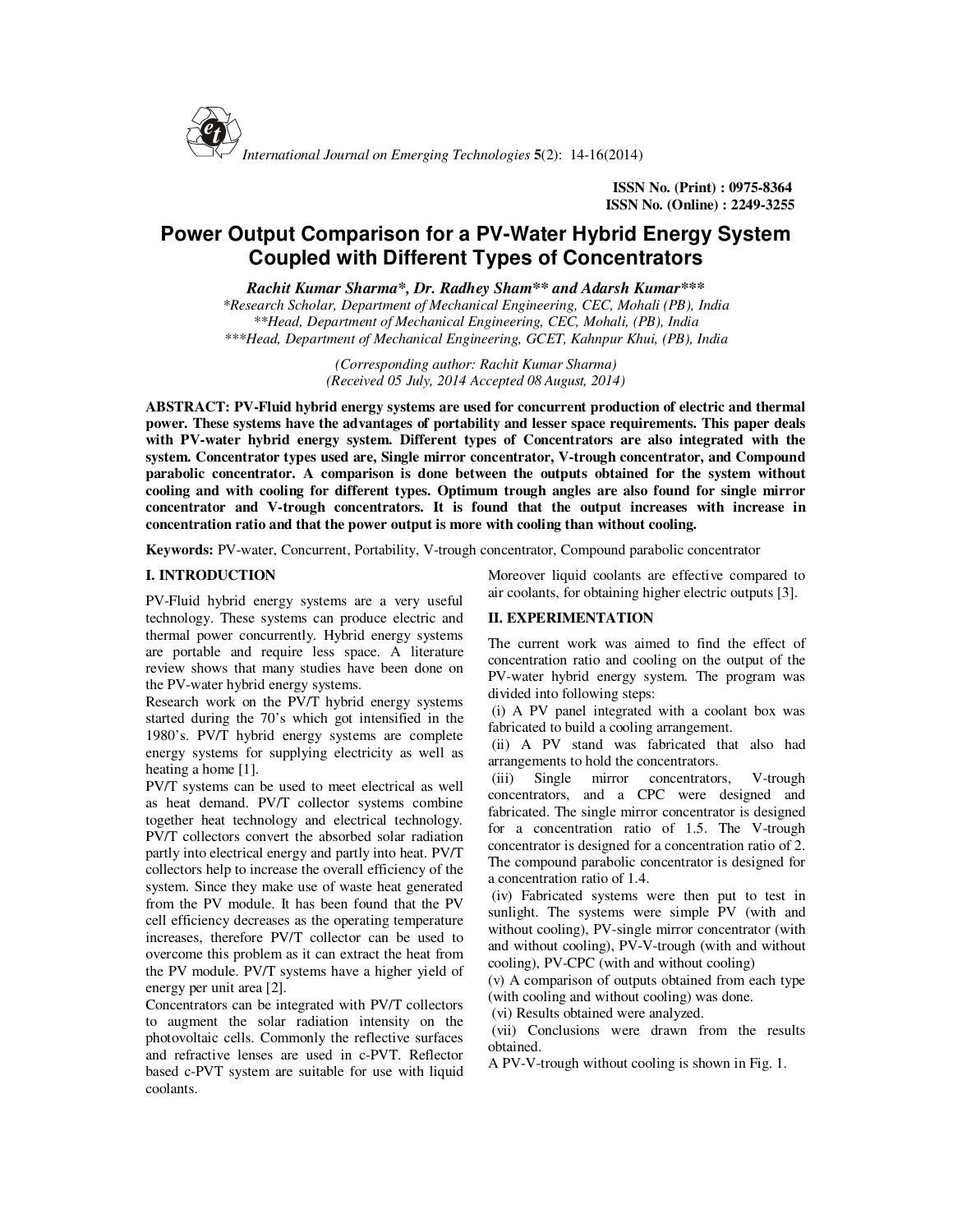ISSN No. (Print) : 0975-8364
ISSN No. (Online) : 2249-3255

# Power Output Comparison for a PV-Water Hybrid Energy System Coupled with Different Types of Concentrators

***Rachit Kumar Sharma\*, Dr. Radhey Sham\*\* and Adarsh Kumar\*\*\****

*\*Research Scholar, Department of Mechanical Engineering, CEC, Mohali (PB), India*
*\*\*Head, Department of Mechanical Engineering, CEC, Mohali, (PB), India*
*\*\*\*Head, Department of Mechanical Engineering, GCET, Kahnpur Khui, (PB), India*

*(Corresponding author: Rachit Kumar Sharma)*
*(Received 05 July, 2014 Accepted 08 August, 2014)*

**ABSTRACT: PV-Fluid hybrid energy systems are used for concurrent production of electric and thermal power. These systems have the advantages of portability and lesser space requirements. This paper deals with PV-water hybrid energy system. Different types of Concentrators are also integrated with the system. Concentrator types used are, Single mirror concentrator, V-trough concentrator, and Compound parabolic concentrator. A comparison is done between the outputs obtained for the system without cooling and with cooling for different types. Optimum trough angles are also found for single mirror concentrator and V-trough concentrators. It is found that the output increases with increase in concentration ratio and that the power output is more with cooling than without cooling.**

**Keywords:** PV-water, Concurrent, Portability, V-trough concentrator, Compound parabolic concentrator

## I. INTRODUCTION

PV-Fluid hybrid energy systems are a very useful technology. These systems can produce electric and thermal power concurrently. Hybrid energy systems are portable and require less space. A literature review shows that many studies have been done on the PV-water hybrid energy systems.

Research work on the PV/T hybrid energy systems started during the 70's which got intensified in the 1980's. PV/T hybrid energy systems are complete energy systems for supplying electricity as well as heating a home [1].

PV/T systems can be used to meet electrical as well as heat demand. PV/T collector systems combine together heat technology and electrical technology. PV/T collectors convert the absorbed solar radiation partly into electrical energy and partly into heat. PV/T collectors help to increase the overall efficiency of the system. Since they make use of waste heat generated from the PV module. It has been found that the PV cell efficiency decreases as the operating temperature increases, therefore PV/T collector can be used to overcome this problem as it can extract the heat from the PV module. PV/T systems have a higher yield of energy per unit area [2].

Concentrators can be integrated with PV/T collectors to augment the solar radiation intensity on the photovoltaic cells. Commonly the reflective surfaces and refractive lenses are used in c-PVT. Reflector based c-PVT system are suitable for use with liquid coolants.

Moreover liquid coolants are effective compared to air coolants, for obtaining higher electric outputs [3].

## II. EXPERIMENTATION

The current work was aimed to find the effect of concentration ratio and cooling on the output of the PV-water hybrid energy system. The program was divided into following steps:

(i) A PV panel integrated with a coolant box was fabricated to build a cooling arrangement.

(ii) A PV stand was fabricated that also had arrangements to hold the concentrators.

(iii) Single mirror concentrators, V-trough concentrators, and a CPC were designed and fabricated. The single mirror concentrator is designed for a concentration ratio of 1.5. The V-trough concentrator is designed for a concentration ratio of 2. The compound parabolic concentrator is designed for a concentration ratio of 1.4.

(iv) Fabricated systems were then put to test in sunlight. The systems were simple PV (with and without cooling), PV-single mirror concentrator (with and without cooling), PV-V-trough (with and without cooling), PV-CPC (with and without cooling)

(v) A comparison of outputs obtained from each type (with cooling and without cooling) was done.

(vi) Results obtained were analyzed.

(vii) Conclusions were drawn from the results obtained.

A PV-V-trough without cooling is shown in Fig. 1.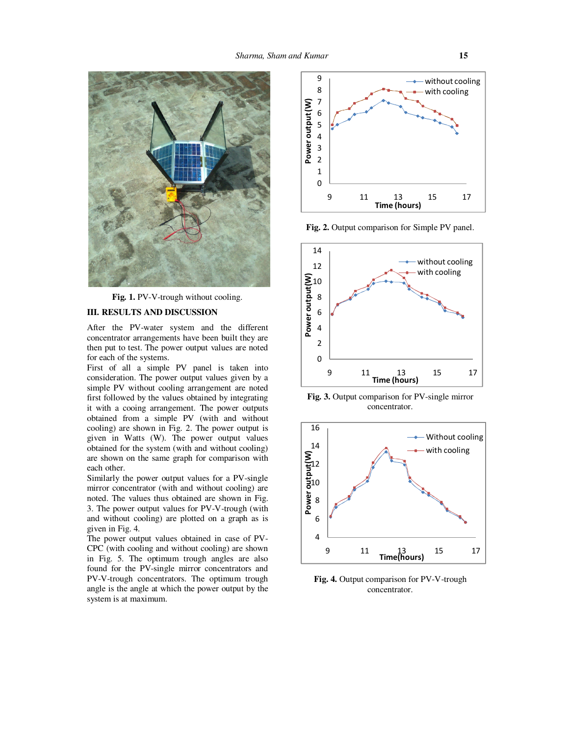Fig. 1. PV-V-trough without cooling.

## III. RESULTS AND DISCUSSION

After the PV-water system and the different concentrator arrangements have been built they are then put to test. The power output values are noted for each of the systems.

First of all a simple PV panel is taken into consideration. The power output values given by a simple PV without cooling arrangement are noted first followed by the values obtained by integrating it with a cooing arrangement. The power outputs obtained from a simple PV (with and without cooling) are shown in Fig. 2. The power output is given in Watts (W). The power output values obtained for the system (with and without cooling) are shown on the same graph for comparison with each other.

Similarly the power output values for a PV-single mirror concentrator (with and without cooling) are noted. The values thus obtained are shown in Fig. 3. The power output values for PV-V-trough (with and without cooling) are plotted on a graph as is given in Fig. 4.

The power output values obtained in case of PV-CPC (with cooling and without cooling) are shown in Fig. 5. The optimum trough angles are also found for the PV-single mirror concentrators and PV-V-trough concentrators. The optimum trough angle is the angle at which the power output by the system is at maximum.

Fig. 2. Output comparison for Simple PV panel.

Fig. 3. Output comparison for PV-single mirror concentrator.

Fig. 4. Output comparison for PV-V-trough concentrator.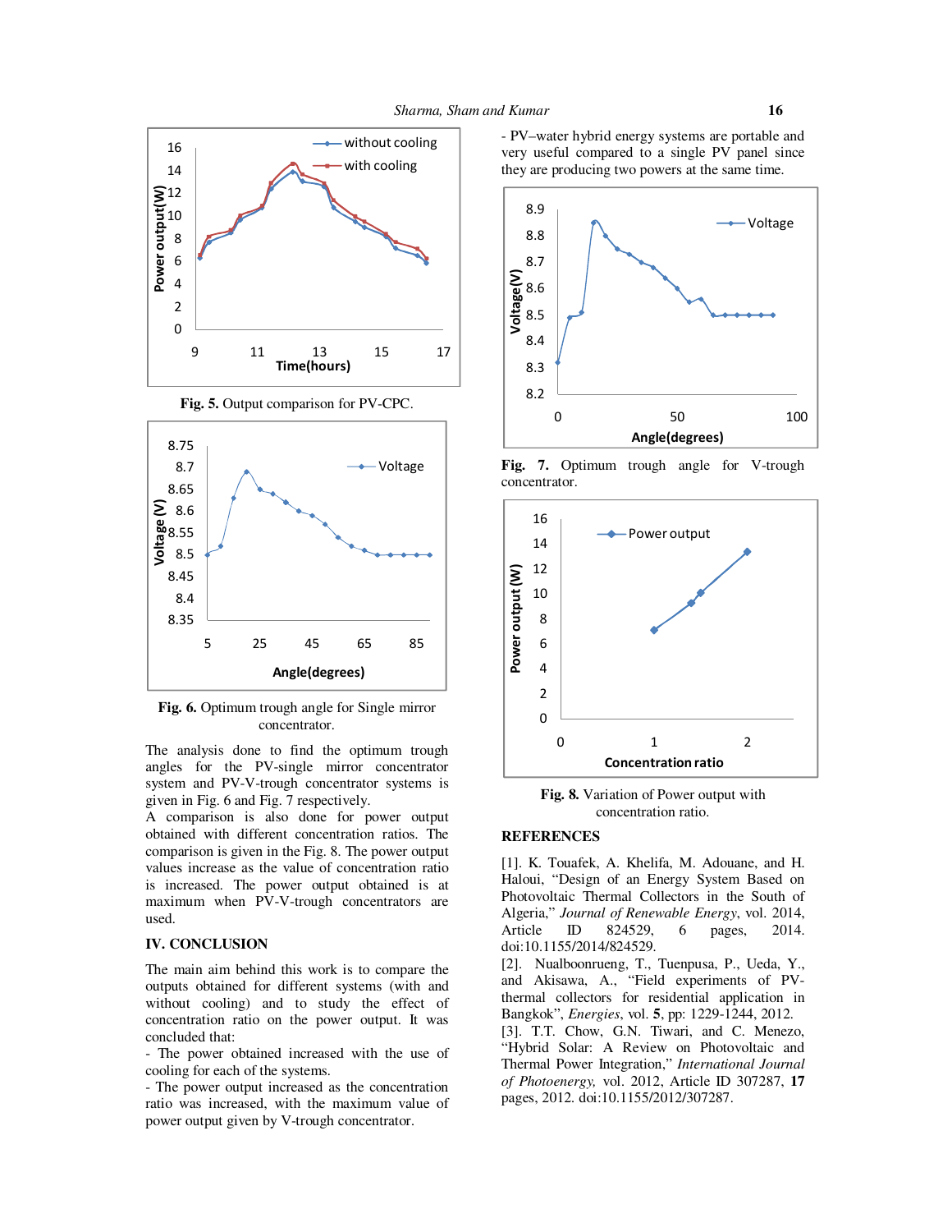16
14
12
10
8
6
4
2
0
Power output(W)
9
11
13
15
17
Time(hours)
without cooling
with cooling

**Fig. 5.** Output comparison for PV-CPC.

8.75
8.7
8.65
8.6
8.55
8.5
8.45
8.4
8.35
Voltage (V)
5
25
45
65
85
Angle(degrees)
Voltage

**Fig. 6.** Optimum trough angle for Single mirror concentrator.

The analysis done to find the optimum trough angles for the PV-single mirror concentrator system and PV-V-trough concentrator systems is given in Fig. 6 and Fig. 7 respectively.

A comparison is also done for power output obtained with different concentration ratios. The comparison is given in the Fig. 8. The power output values increase as the value of concentration ratio is increased. The power output obtained is at maximum when PV-V-trough concentrators are used.

## IV. CONCLUSION

The main aim behind this work is to compare the outputs obtained for different systems (with and without cooling) and to study the effect of concentration ratio on the power output. It was concluded that:

- The power obtained increased with the use of cooling for each of the systems.
- The power output increased as the concentration ratio was increased, with the maximum value of power output given by V-trough concentrator.
- PV–water hybrid energy systems are portable and very useful compared to a single PV panel since they are producing two powers at the same time.

8.9
8.8
8.7
8.6
8.5
8.4
8.3
8.2
Voltage(V)
0
50
100
Angle(degrees)
Voltage

**Fig. 7.** Optimum trough angle for V-trough concentrator.

16
14
12
10
8
6
4
2
0
Power output (W)
0
1
2
Concentration ratio
Power output

**Fig. 8.** Variation of Power output with concentration ratio.

## REFERENCES

[1]. K. Touafek, A. Khelifa, M. Adouane, and H. Haloui, "Design of an Energy System Based on Photovoltaic Thermal Collectors in the South of Algeria," *Journal of Renewable Energy*, vol. 2014, Article ID 824529, 6 pages, 2014. doi:10.1155/2014/824529.

[2]. Nualboonrueng, T., Tuenpusa, P., Ueda, Y., and Akisawa, A., "Field experiments of PV-thermal collectors for residential application in Bangkok", *Energies*, vol. **5**, pp: 1229-1244, 2012.

[3]. T.T. Chow, G.N. Tiwari, and C. Menezo, "Hybrid Solar: A Review on Photovoltaic and Thermal Power Integration," *International Journal of Photoenergy,* vol. 2012, Article ID 307287, **17** pages, 2012. doi:10.1155/2012/307287.